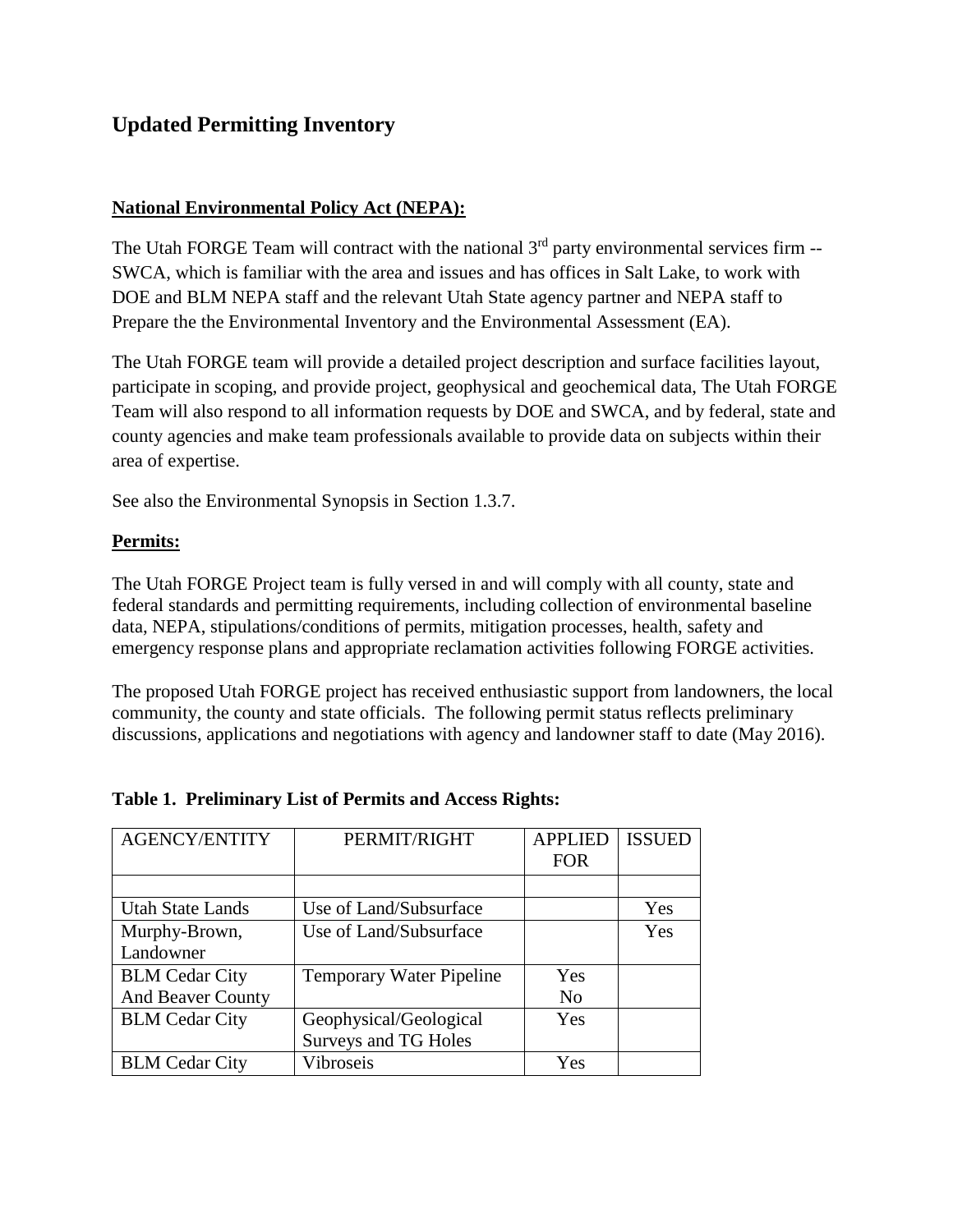## Updated Permitting Inventory

**National Environmental Policy Act (NEPA):**

The Utah FORGE Team will contract with the national 3rd party environmental services firm -- SWCA, which is familiar with the area and issues and has offices in Salt Lake, to work with DOE and BLM NEPA staff and the relevant Utah State agency partner and NEPA staff to Prepare the the Environmental Inventory and the Environmental Assessment (EA).

The Utah FORGE team will provide a detailed project description and surface facilities layout, participate in scoping, and provide project, geophysical and geochemical data, The Utah FORGE Team will also respond to all information requests by DOE and SWCA, and by federal, state and county agencies and make team professionals available to provide data on subjects within their area of expertise.

See also the Environmental Synopsis in Section 1.3.7.

**Permits:**

The Utah FORGE Project team is fully versed in and will comply with all county, state and federal standards and permitting requirements, including collection of environmental baseline data, NEPA, stipulations/conditions of permits, mitigation processes, health, safety and emergency response plans and appropriate reclamation activities following FORGE activities.

The proposed Utah FORGE project has received enthusiastic support from landowners, the local community, the county and state officials. The following permit status reflects preliminary discussions, applications and negotiations with agency and landowner staff to date (May 2016).

**Table 1. Preliminary List of Permits and Access Rights:**

| AGENCY/ENTITY | PERMIT/RIGHT | APPLIED FOR | ISSUED |
|---|---|---|---|
| | | | |
| Utah State Lands | Use of Land/Subsurface | | Yes |
| Murphy-Brown, Landowner | Use of Land/Subsurface | | Yes |
| BLM Cedar City And Beaver County | Temporary Water Pipeline | Yes No | |
| BLM Cedar City | Geophysical/Geological Surveys and TG Holes | Yes | |
| BLM Cedar City | Vibroseis | Yes | |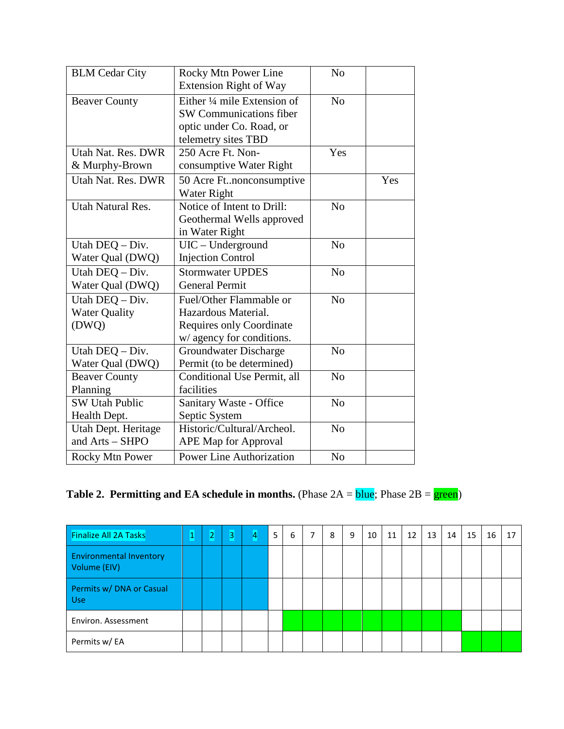| BLM Cedar City | Rocky Mtn Power Line Extension Right of Way | No | |
|---|---|---|---|
| Beaver County | Either ¼ mile Extension of SW Communications fiber optic under Co. Road, or telemetry sites TBD | No | |
| Utah Nat. Res. DWR & Murphy-Brown | 250 Acre Ft. Non-consumptive Water Right | Yes | |
| Utah Nat. Res. DWR | 50 Acre Ft..nonconsumptive Water Right | | Yes |
| Utah Natural Res. | Notice of Intent to Drill: Geothermal Wells approved in Water Right | No | |
| Utah DEQ – Div. Water Qual (DWQ) | UIC – Underground Injection Control | No | |
| Utah DEQ – Div. Water Qual (DWQ) | Stormwater UPDES General Permit | No | |
| Utah DEQ – Div. Water Quality (DWQ) | Fuel/Other Flammable or Hazardous Material. Requires only Coordinate w/ agency for conditions. | No | |
| Utah DEQ – Div. Water Qual (DWQ) | Groundwater Discharge Permit (to be determined) | No | |
| Beaver County Planning | Conditional Use Permit, all facilities | No | |
| SW Utah Public Health Dept. | Sanitary Waste - Office Septic System | No | |
| Utah Dept. Heritage and Arts – SHPO | Historic/Cultural/Archeol. APE Map for Approval | No | |
| Rocky Mtn Power | Power Line Authorization | No | |

**Table 2. Permitting and EA schedule in months.** (Phase 2A = blue; Phase 2B = green)

| Finalize All 2A Tasks | 1 | 2 | 3 | 4 | 5 | 6 | 7 | 8 | 9 | 10 | 11 | 12 | 13 | 14 | 15 | 16 | 17 |
|---|---|---|---|---|---|---|---|---|---|---|---|---|---|---|---|---|---|
| Environmental Inventory Volume (EIV) | ■ | ■ | ■ | ■ | | | | | | | | | | | | | |
| Permits w/ DNA or Casual Use | ■ | ■ | ■ | ■ | | | | | | | | | | | | | |
| Environ. Assessment | | | | | | ■ | ■ | ■ | ■ | ■ | ■ | ■ | ■ | ■ | | | |
| Permits w/ EA | | | | | | | | | | | | | | | ■ | ■ | ■ |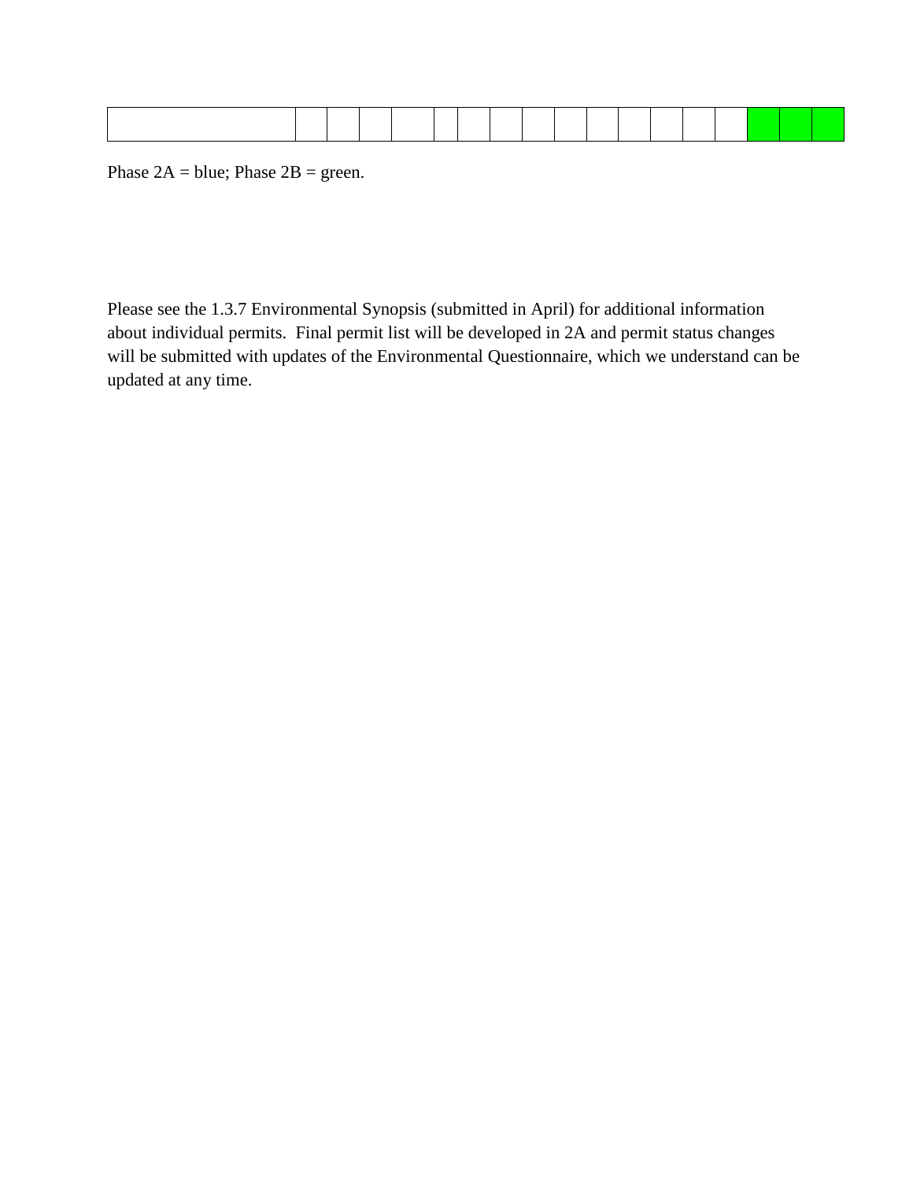| | | | | | | | | | | | | | | | | | |
|---|---|---|---|---|---|---|---|---|---|---|---|---|---|---|---|---|---|

Phase 2A = blue; Phase 2B = green.

Please see the 1.3.7 Environmental Synopsis (submitted in April) for additional information about individual permits. Final permit list will be developed in 2A and permit status changes will be submitted with updates of the Environmental Questionnaire, which we understand can be updated at any time.